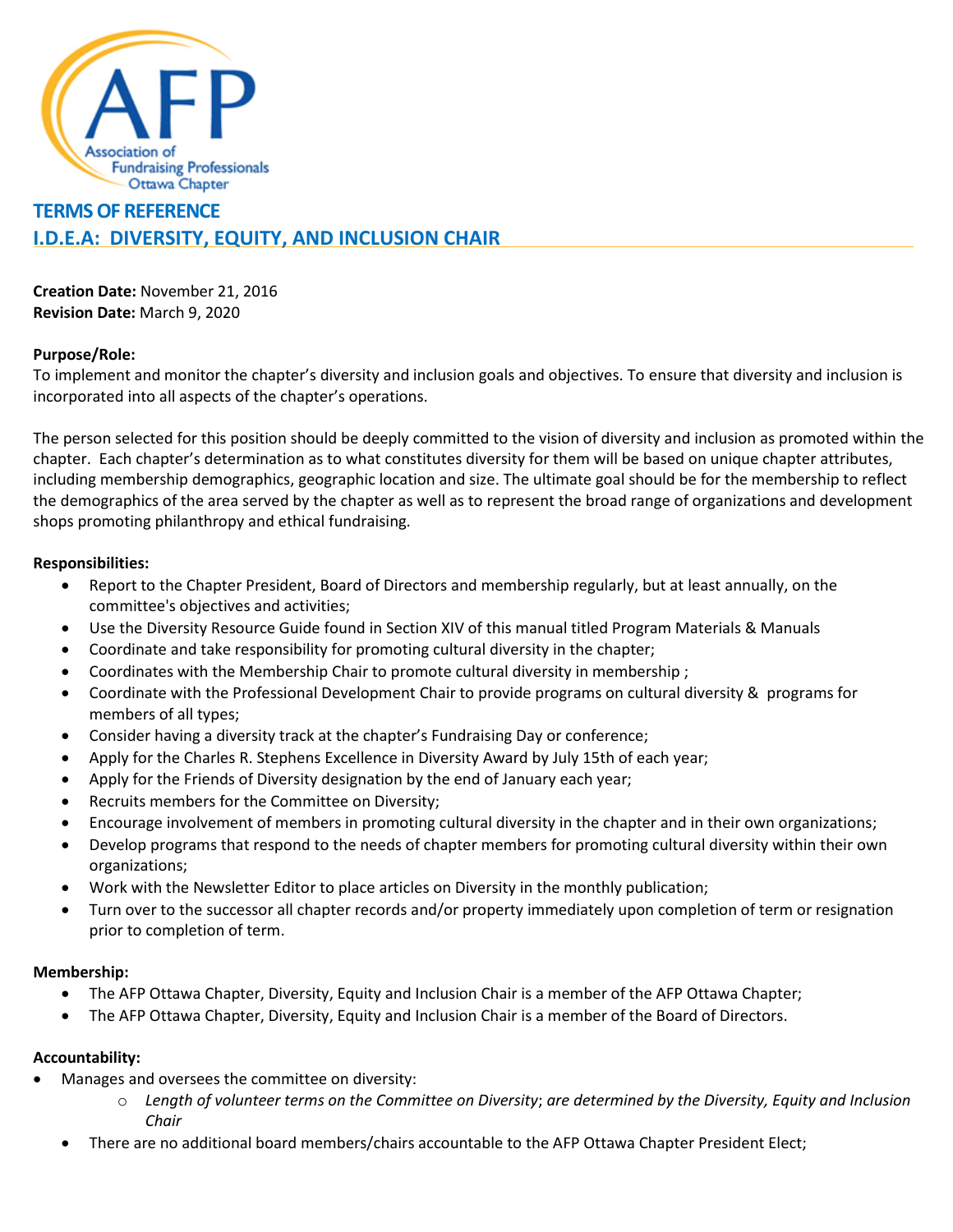# TERMS OF REFERENCE

## I.D.E.A: DIVERSITY, EQUITY, AND INCLUSION CHAIR

**Creation Date:** November 21, 2016
**Revision Date:** March 9, 2020

**Purpose/Role:**
To implement and monitor the chapter's diversity and inclusion goals and objectives. To ensure that diversity and inclusion is incorporated into all aspects of the chapter's operations.

The person selected for this position should be deeply committed to the vision of diversity and inclusion as promoted within the chapter. Each chapter's determination as to what constitutes diversity for them will be based on unique chapter attributes, including membership demographics, geographic location and size. The ultimate goal should be for the membership to reflect the demographics of the area served by the chapter as well as to represent the broad range of organizations and development shops promoting philanthropy and ethical fundraising.

**Responsibilities:**

- Report to the Chapter President, Board of Directors and membership regularly, but at least annually, on the committee's objectives and activities;
- Use the Diversity Resource Guide found in Section XIV of this manual titled Program Materials & Manuals
- Coordinate and take responsibility for promoting cultural diversity in the chapter;
- Coordinates with the Membership Chair to promote cultural diversity in membership ;
- Coordinate with the Professional Development Chair to provide programs on cultural diversity & programs for members of all types;
- Consider having a diversity track at the chapter's Fundraising Day or conference;
- Apply for the Charles R. Stephens Excellence in Diversity Award by July 15th of each year;
- Apply for the Friends of Diversity designation by the end of January each year;
- Recruits members for the Committee on Diversity;
- Encourage involvement of members in promoting cultural diversity in the chapter and in their own organizations;
- Develop programs that respond to the needs of chapter members for promoting cultural diversity within their own organizations;
- Work with the Newsletter Editor to place articles on Diversity in the monthly publication;
- Turn over to the successor all chapter records and/or property immediately upon completion of term or resignation prior to completion of term.

**Membership:**

- The AFP Ottawa Chapter, Diversity, Equity and Inclusion Chair is a member of the AFP Ottawa Chapter;
- The AFP Ottawa Chapter, Diversity, Equity and Inclusion Chair is a member of the Board of Directors.

**Accountability:**

- Manages and oversees the committee on diversity:
  - *Length of volunteer terms on the Committee on Diversity; are determined by the Diversity, Equity and Inclusion Chair*
- There are no additional board members/chairs accountable to the AFP Ottawa Chapter President Elect;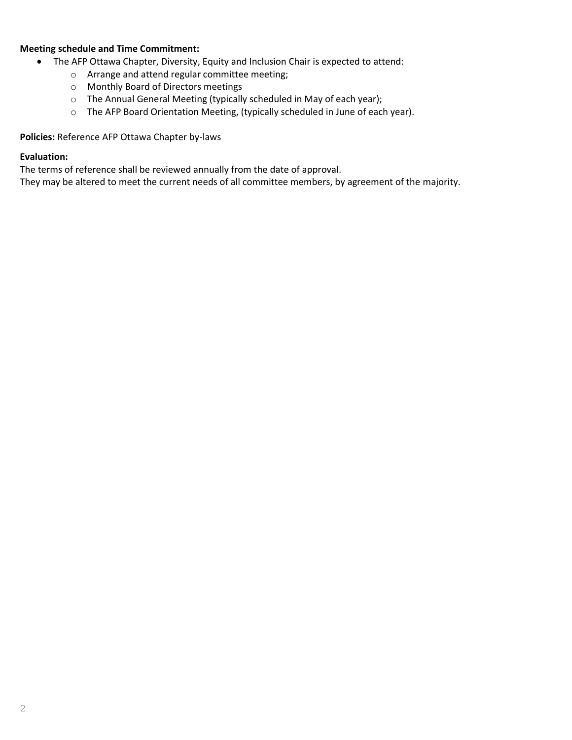**Meeting schedule and Time Commitment:**

- The AFP Ottawa Chapter, Diversity, Equity and Inclusion Chair is expected to attend:
  - Arrange and attend regular committee meeting;
  - Monthly Board of Directors meetings
  - The Annual General Meeting (typically scheduled in May of each year);
  - The AFP Board Orientation Meeting, (typically scheduled in June of each year).

**Policies:** Reference AFP Ottawa Chapter by-laws

**Evaluation:**

The terms of reference shall be reviewed annually from the date of approval.
They may be altered to meet the current needs of all committee members, by agreement of the majority.